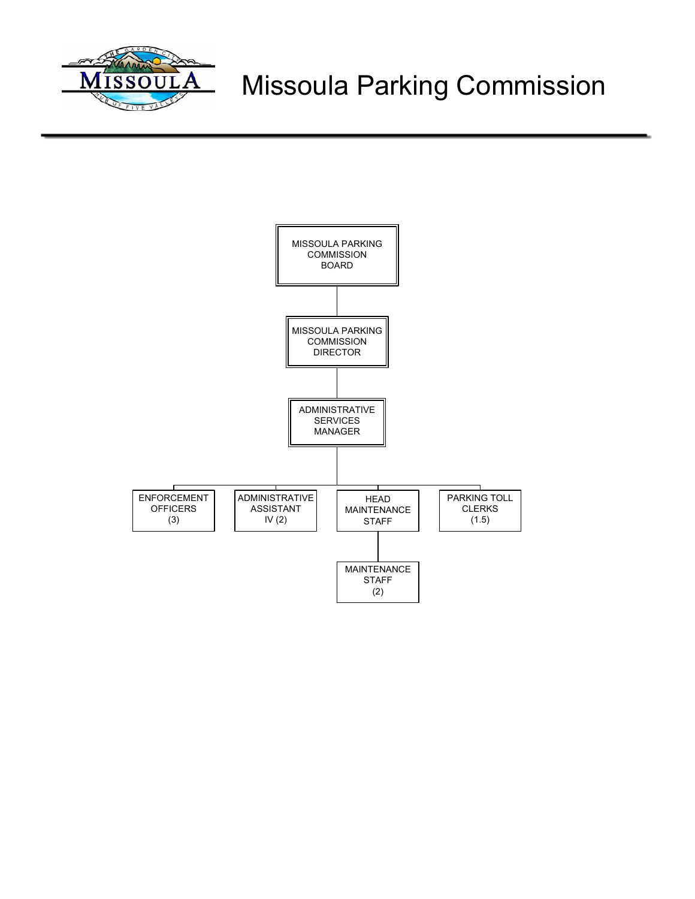# Missoula Parking Commission

- MISSOULA PARKING COMMISSION BOARD
  - MISSOULA PARKING COMMISSION DIRECTOR
    - ADMINISTRATIVE SERVICES MANAGER
      - ENFORCEMENT OFFICERS (3)
      - ADMINISTRATIVE ASSISTANT IV (2)
      - HEAD MAINTENANCE STAFF
        - MAINTENANCE STAFF (2)
      - PARKING TOLL CLERKS (1.5)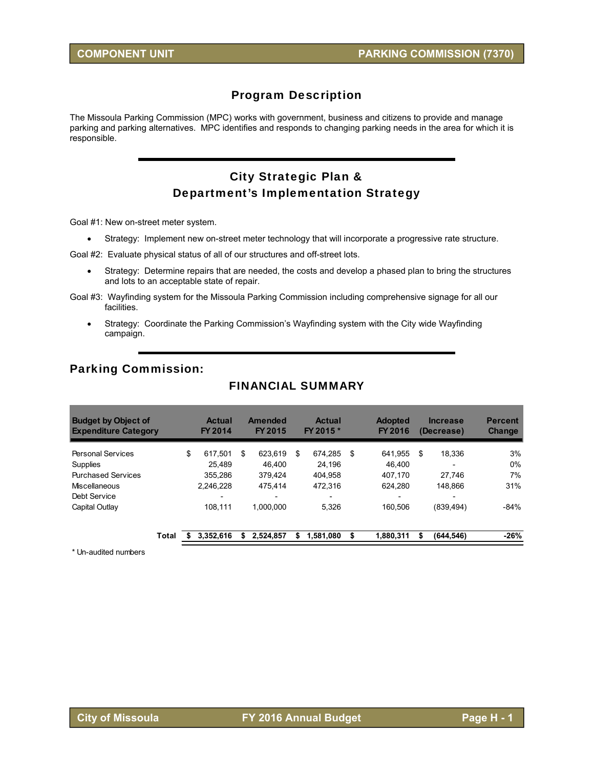## Program Description

The Missoula Parking Commission (MPC) works with government, business and citizens to provide and manage parking and parking alternatives. MPC identifies and responds to changing parking needs in the area for which it is responsible.

## City Strategic Plan & Department's Implementation Strategy

Goal #1: New on-street meter system.

- Strategy: Implement new on-street meter technology that will incorporate a progressive rate structure.

Goal #2: Evaluate physical status of all of our structures and off-street lots.

- Strategy: Determine repairs that are needed, the costs and develop a phased plan to bring the structures and lots to an acceptable state of repair.

Goal #3: Wayfinding system for the Missoula Parking Commission including comprehensive signage for all our facilities.

- Strategy: Coordinate the Parking Commission's Wayfinding system with the City wide Wayfinding campaign.

## Parking Commission:

### FINANCIAL SUMMARY

| Budget by Object of Expenditure Category | Actual FY 2014 | Amended FY 2015 | Actual FY 2015 * | Adopted FY 2016 | Increase (Decrease) | Percent Change |
|---|---|---|---|---|---|---|
| Personal Services | $ 617,501 | $ 623,619 | $ 674,285 | $ 641,955 | $ 18,336 | 3% |
| Supplies | 25,489 | 46,400 | 24,196 | 46,400 | - | 0% |
| Purchased Services | 355,286 | 379,424 | 404,958 | 407,170 | 27,746 | 7% |
| Miscellaneous | 2,246,228 | 475,414 | 472,316 | 624,280 | 148,866 | 31% |
| Debt Service | - | - | - | - | - | |
| Capital Outlay | 108,111 | 1,000,000 | 5,326 | 160,506 | (839,494) | -84% |
| **Total** | **$ 3,352,616** | **$ 2,524,857** | **$ 1,581,080** | **$ 1,880,311** | **$ (644,546)** | **-26%** |

\* Un-audited numbers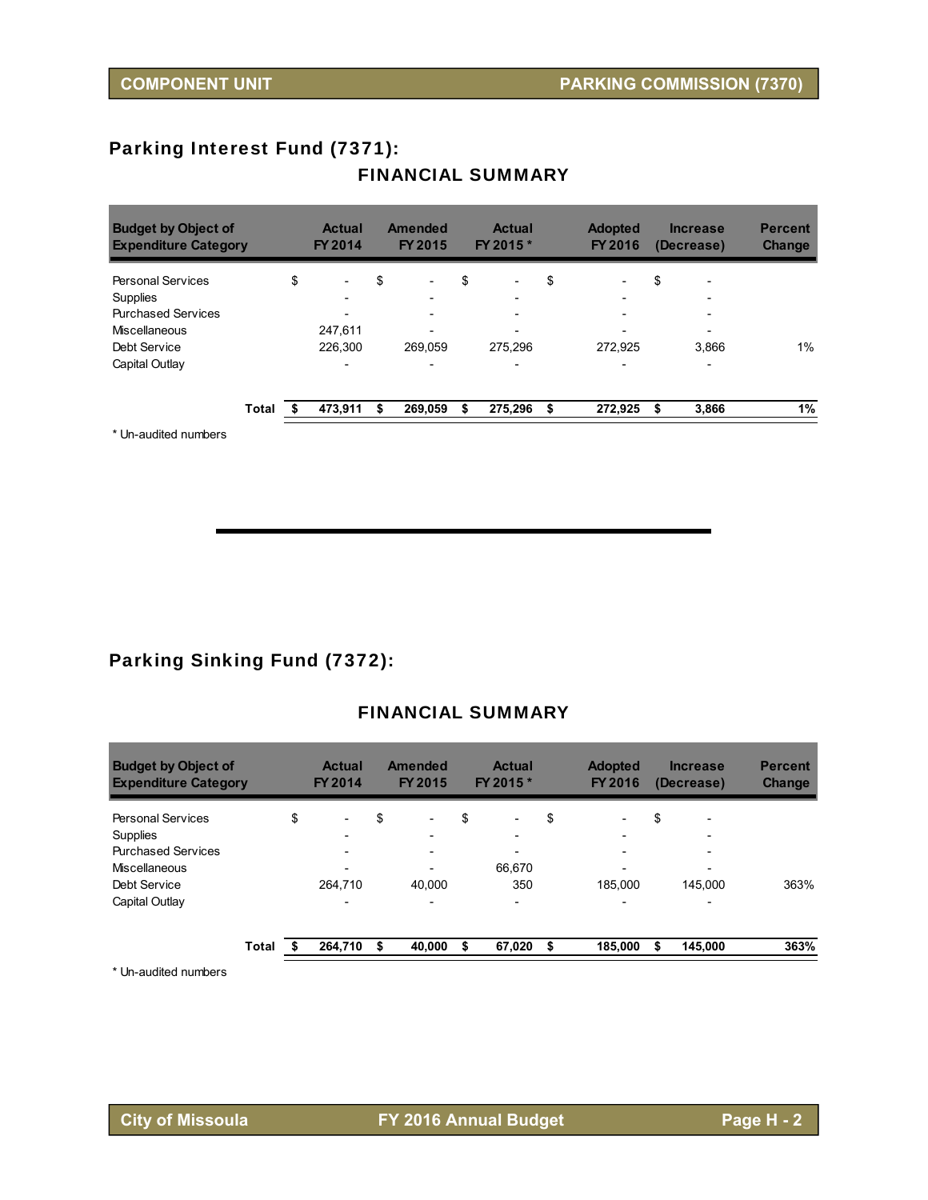## Parking Interest Fund (7371):

### FINANCIAL SUMMARY

| Budget by Object of Expenditure Category | Actual FY 2014 | Amended FY 2015 | Actual FY 2015 * | Adopted FY 2016 | Increase (Decrease) | Percent Change |
|---|---|---|---|---|---|---|
| Personal Services | $ - | $ - | $ - | $ - | $ - | |
| Supplies | - | - | - | - | - | |
| Purchased Services | - | - | - | - | - | |
| Miscellaneous | 247,611 | - | - | - | - | |
| Debt Service | 226,300 | 269,059 | 275,296 | 272,925 | 3,866 | 1% |
| Capital Outlay | - | - | - | - | - | |
| **Total** | **$ 473,911** | **$ 269,059** | **$ 275,296** | **$ 272,925** | **$ 3,866** | **1%** |

\* Un-audited numbers

## Parking Sinking Fund (7372):

### FINANCIAL SUMMARY

| Budget by Object of Expenditure Category | Actual FY 2014 | Amended FY 2015 | Actual FY 2015 * | Adopted FY 2016 | Increase (Decrease) | Percent Change |
|---|---|---|---|---|---|---|
| Personal Services | $ - | $ - | $ - | $ - | $ - | |
| Supplies | - | - | - | - | - | |
| Purchased Services | - | - | - | - | - | |
| Miscellaneous | - | - | 66,670 | - | - | |
| Debt Service | 264,710 | 40,000 | 350 | 185,000 | 145,000 | 363% |
| Capital Outlay | - | - | - | - | - | |
| **Total** | **$ 264,710** | **$ 40,000** | **$ 67,020** | **$ 185,000** | **$ 145,000** | **363%** |

\* Un-audited numbers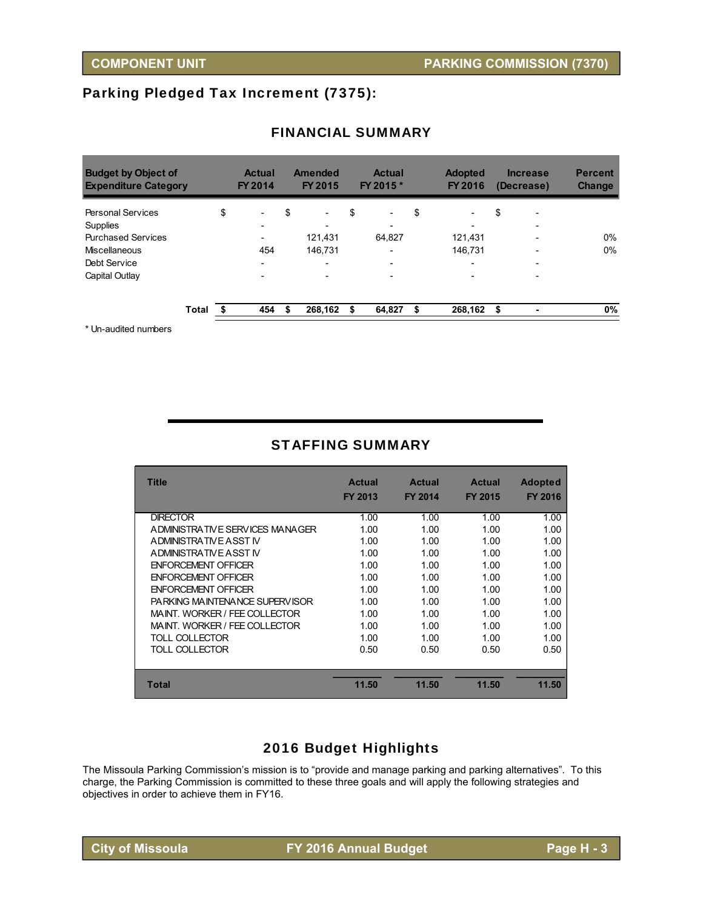## Parking Pledged Tax Increment (7375):

### FINANCIAL SUMMARY

| Budget by Object of Expenditure Category | Actual FY 2014 | Amended FY 2015 | Actual FY 2015 * | Adopted FY 2016 | Increase (Decrease) | Percent Change |
|---|---|---|---|---|---|---|
| Personal Services | $ - | $ - | $ - | $ - | $ - | |
| Supplies | - | - | - | - | - | |
| Purchased Services | - | 121,431 | 64,827 | 121,431 | - | 0% |
| Miscellaneous | 454 | 146,731 | - | 146,731 | - | 0% |
| Debt Service | - | - | - | - | - | |
| Capital Outlay | - | - | - | - | - | |
| **Total** | **$ 454** | **$ 268,162** | **$ 64,827** | **$ 268,162** | **$ -** | **0%** |

\* Un-audited numbers

### STAFFING SUMMARY

| Title | Actual FY 2013 | Actual FY 2014 | Actual FY 2015 | Adopted FY 2016 |
|---|---|---|---|---|
| DIRECTOR | 1.00 | 1.00 | 1.00 | 1.00 |
| ADMINISTRATIVE SERVICES MANAGER | 1.00 | 1.00 | 1.00 | 1.00 |
| ADMINISTRATIVE ASST IV | 1.00 | 1.00 | 1.00 | 1.00 |
| ADMINISTRATIVE ASST IV | 1.00 | 1.00 | 1.00 | 1.00 |
| ENFORCEMENT OFFICER | 1.00 | 1.00 | 1.00 | 1.00 |
| ENFORCEMENT OFFICER | 1.00 | 1.00 | 1.00 | 1.00 |
| ENFORCEMENT OFFICER | 1.00 | 1.00 | 1.00 | 1.00 |
| PARKING MAINTENANCE SUPERVISOR | 1.00 | 1.00 | 1.00 | 1.00 |
| MAINT. WORKER / FEE COLLECTOR | 1.00 | 1.00 | 1.00 | 1.00 |
| MAINT. WORKER / FEE COLLECTOR | 1.00 | 1.00 | 1.00 | 1.00 |
| TOLL COLLECTOR | 1.00 | 1.00 | 1.00 | 1.00 |
| TOLL COLLECTOR | 0.50 | 0.50 | 0.50 | 0.50 |
| **Total** | **11.50** | **11.50** | **11.50** | **11.50** |

### 2016 Budget Highlights

The Missoula Parking Commission's mission is to "provide and manage parking and parking alternatives". To this charge, the Parking Commission is committed to these three goals and will apply the following strategies and objectives in order to achieve them in FY16.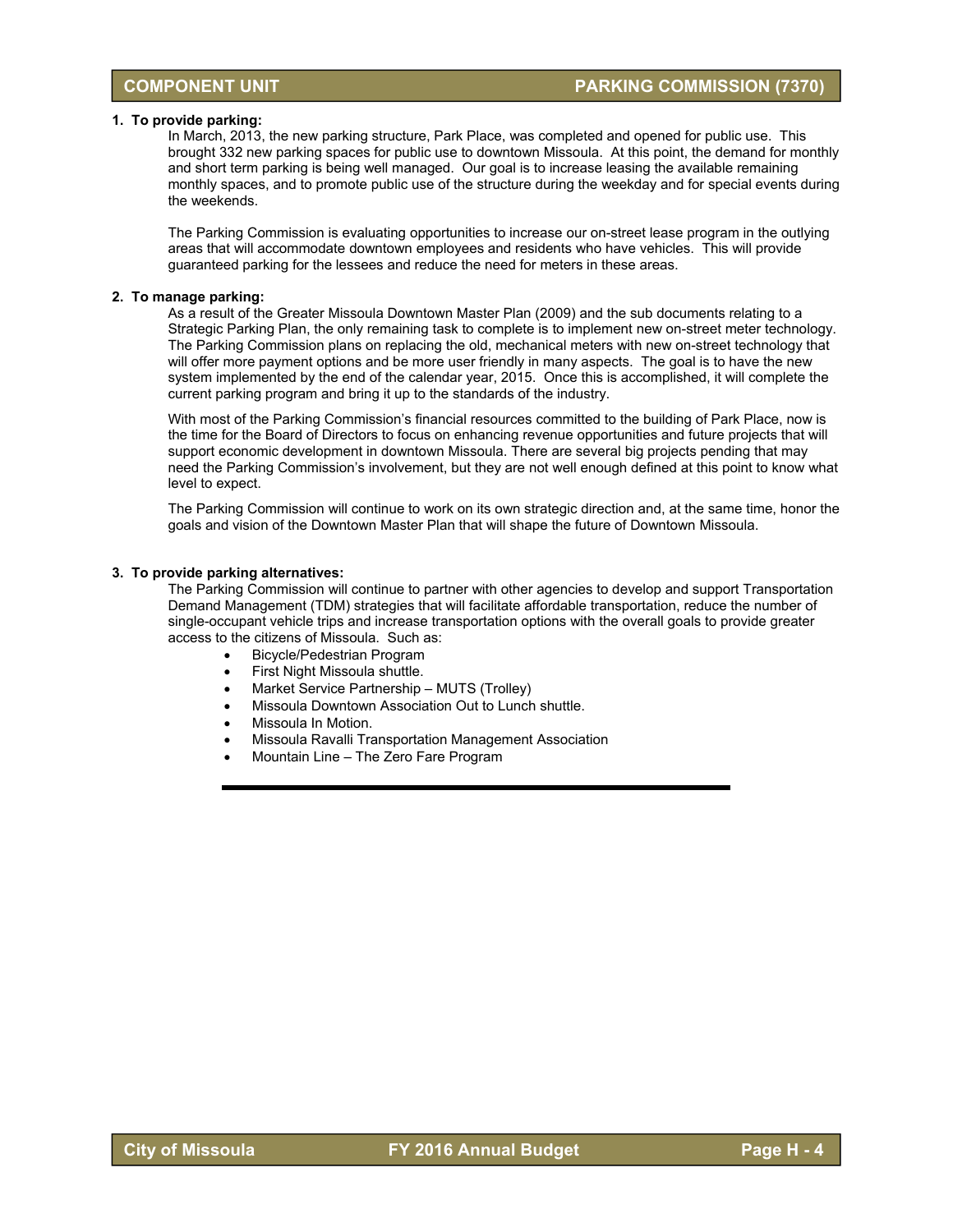**1. To provide parking:**

In March, 2013, the new parking structure, Park Place, was completed and opened for public use. This brought 332 new parking spaces for public use to downtown Missoula. At this point, the demand for monthly and short term parking is being well managed. Our goal is to increase leasing the available remaining monthly spaces, and to promote public use of the structure during the weekday and for special events during the weekends.

The Parking Commission is evaluating opportunities to increase our on-street lease program in the outlying areas that will accommodate downtown employees and residents who have vehicles. This will provide guaranteed parking for the lessees and reduce the need for meters in these areas.

**2. To manage parking:**

As a result of the Greater Missoula Downtown Master Plan (2009) and the sub documents relating to a Strategic Parking Plan, the only remaining task to complete is to implement new on-street meter technology. The Parking Commission plans on replacing the old, mechanical meters with new on-street technology that will offer more payment options and be more user friendly in many aspects. The goal is to have the new system implemented by the end of the calendar year, 2015. Once this is accomplished, it will complete the current parking program and bring it up to the standards of the industry.

With most of the Parking Commission's financial resources committed to the building of Park Place, now is the time for the Board of Directors to focus on enhancing revenue opportunities and future projects that will support economic development in downtown Missoula. There are several big projects pending that may need the Parking Commission's involvement, but they are not well enough defined at this point to know what level to expect.

The Parking Commission will continue to work on its own strategic direction and, at the same time, honor the goals and vision of the Downtown Master Plan that will shape the future of Downtown Missoula.

**3. To provide parking alternatives:**

The Parking Commission will continue to partner with other agencies to develop and support Transportation Demand Management (TDM) strategies that will facilitate affordable transportation, reduce the number of single-occupant vehicle trips and increase transportation options with the overall goals to provide greater access to the citizens of Missoula. Such as:

- Bicycle/Pedestrian Program
- First Night Missoula shuttle.
- Market Service Partnership – MUTS (Trolley)
- Missoula Downtown Association Out to Lunch shuttle.
- Missoula In Motion.
- Missoula Ravalli Transportation Management Association
- Mountain Line – The Zero Fare Program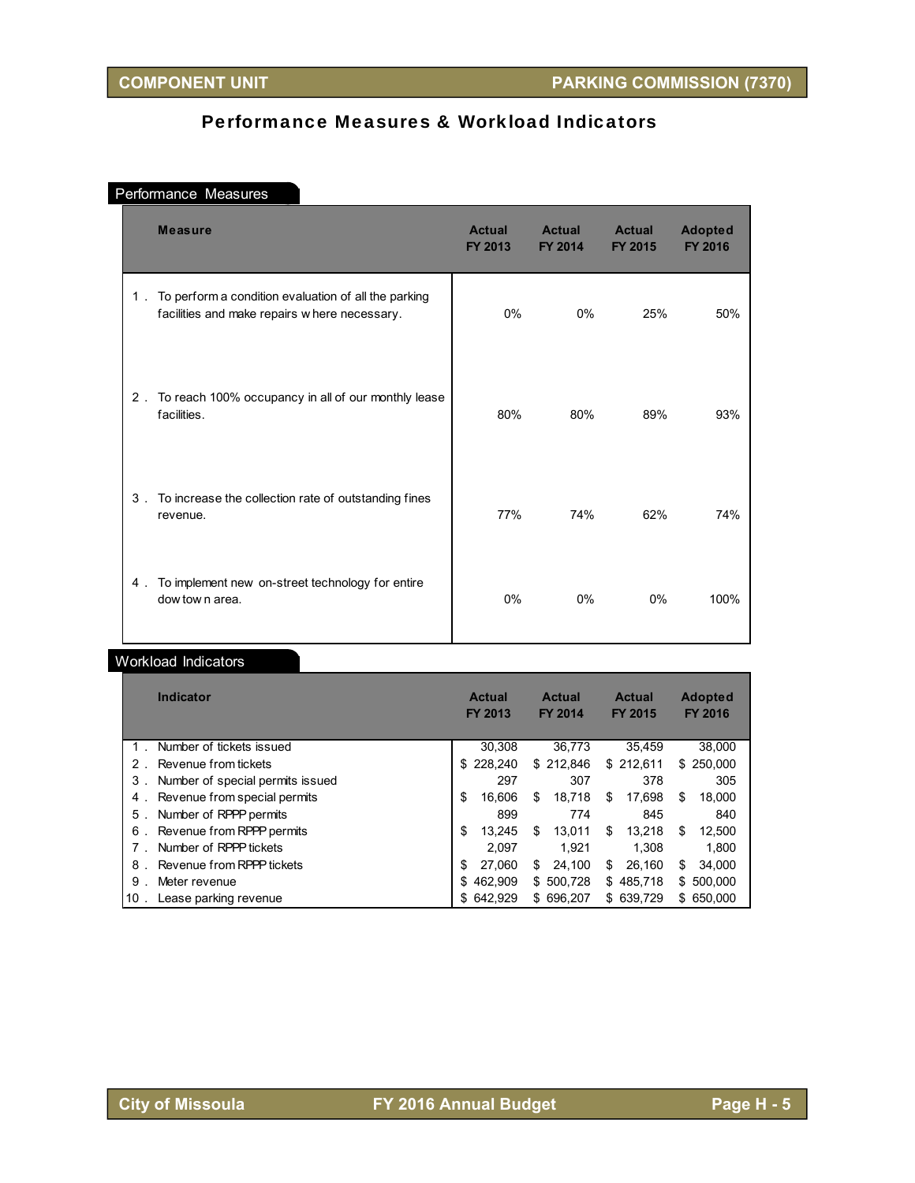COMPONENT UNIT | PARKING COMMISSION (7370)

# Performance Measures & Workload Indicators

## Performance Measures

| | Measure | Actual FY 2013 | Actual FY 2014 | Actual FY 2015 | Adopted FY 2016 |
|---|---|---|---|---|---|
| 1 . | To perform a condition evaluation of all the parking facilities and make repairs where necessary. | 0% | 0% | 25% | 50% |
| 2 . | To reach 100% occupancy in all of our monthly lease facilities. | 80% | 80% | 89% | 93% |
| 3 . | To increase the collection rate of outstanding fines revenue. | 77% | 74% | 62% | 74% |
| 4 . | To implement new on-street technology for entire downtown area. | 0% | 0% | 0% | 100% |

## Workload Indicators

| | Indicator | Actual FY 2013 | Actual FY 2014 | Actual FY 2015 | Adopted FY 2016 |
|---|---|---|---|---|---|
| 1 . | Number of tickets issued | 30,308 | 36,773 | 35,459 | 38,000 |
| 2 . | Revenue from tickets | $ 228,240 | $ 212,846 | $ 212,611 | $ 250,000 |
| 3 . | Number of special permits issued | 297 | 307 | 378 | 305 |
| 4 . | Revenue from special permits | $ 16,606 | $ 18,718 | $ 17,698 | $ 18,000 |
| 5 . | Number of RPPP permits | 899 | 774 | 845 | 840 |
| 6 . | Revenue from RPPP permits | $ 13,245 | $ 13,011 | $ 13,218 | $ 12,500 |
| 7 . | Number of RPPP tickets | 2,097 | 1,921 | 1,308 | 1,800 |
| 8 . | Revenue from RPPP tickets | $ 27,060 | $ 24,100 | $ 26,160 | $ 34,000 |
| 9 . | Meter revenue | $ 462,909 | $ 500,728 | $ 485,718 | $ 500,000 |
| 10 . | Lease parking revenue | $ 642,929 | $ 696,207 | $ 639,729 | $ 650,000 |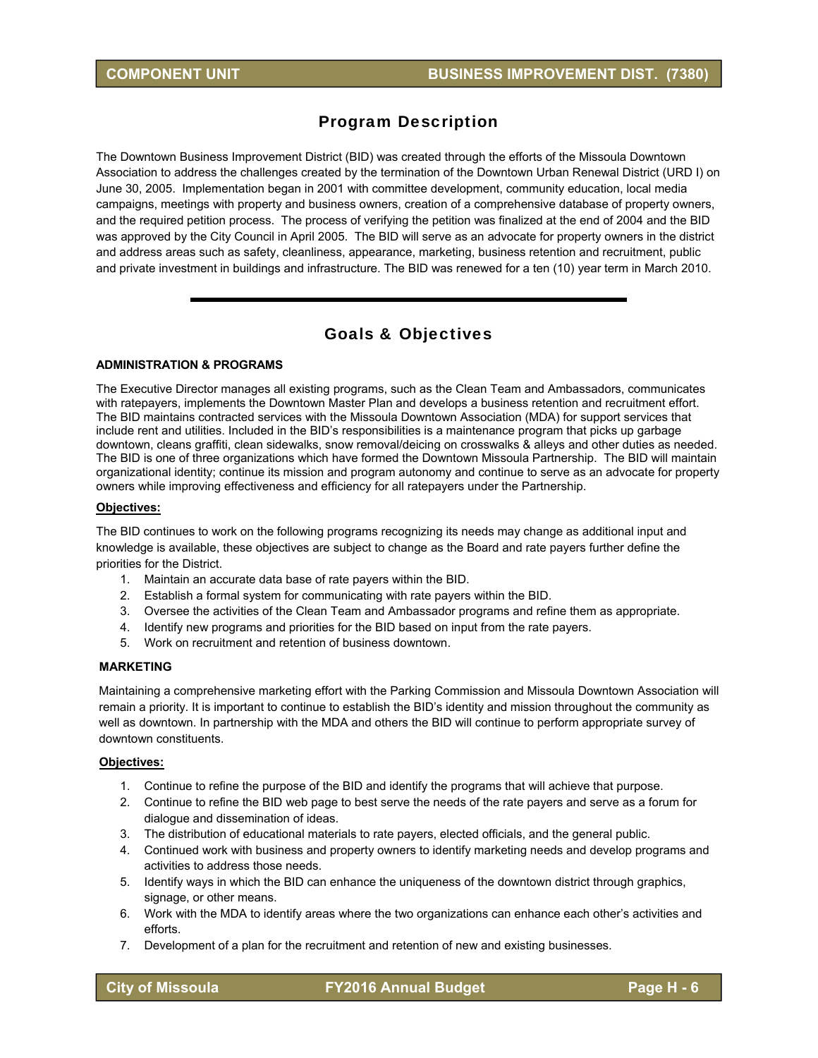## Program Description

The Downtown Business Improvement District (BID) was created through the efforts of the Missoula Downtown Association to address the challenges created by the termination of the Downtown Urban Renewal District (URD I) on June 30, 2005. Implementation began in 2001 with committee development, community education, local media campaigns, meetings with property and business owners, creation of a comprehensive database of property owners, and the required petition process. The process of verifying the petition was finalized at the end of 2004 and the BID was approved by the City Council in April 2005. The BID will serve as an advocate for property owners in the district and address areas such as safety, cleanliness, appearance, marketing, business retention and recruitment, public and private investment in buildings and infrastructure. The BID was renewed for a ten (10) year term in March 2010.

---

## Goals & Objectives

**ADMINISTRATION & PROGRAMS**

The Executive Director manages all existing programs, such as the Clean Team and Ambassadors, communicates with ratepayers, implements the Downtown Master Plan and develops a business retention and recruitment effort. The BID maintains contracted services with the Missoula Downtown Association (MDA) for support services that include rent and utilities. Included in the BID's responsibilities is a maintenance program that picks up garbage downtown, cleans graffiti, clean sidewalks, snow removal/deicing on crosswalks & alleys and other duties as needed. The BID is one of three organizations which have formed the Downtown Missoula Partnership. The BID will maintain organizational identity; continue its mission and program autonomy and continue to serve as an advocate for property owners while improving effectiveness and efficiency for all ratepayers under the Partnership.

**Objectives:**

The BID continues to work on the following programs recognizing its needs may change as additional input and knowledge is available, these objectives are subject to change as the Board and rate payers further define the priorities for the District.

1. Maintain an accurate data base of rate payers within the BID.
2. Establish a formal system for communicating with rate payers within the BID.
3. Oversee the activities of the Clean Team and Ambassador programs and refine them as appropriate.
4. Identify new programs and priorities for the BID based on input from the rate payers.
5. Work on recruitment and retention of business downtown.

**MARKETING**

Maintaining a comprehensive marketing effort with the Parking Commission and Missoula Downtown Association will remain a priority. It is important to continue to establish the BID's identity and mission throughout the community as well as downtown. In partnership with the MDA and others the BID will continue to perform appropriate survey of downtown constituents.

**Objectives:**

1. Continue to refine the purpose of the BID and identify the programs that will achieve that purpose.
2. Continue to refine the BID web page to best serve the needs of the rate payers and serve as a forum for dialogue and dissemination of ideas.
3. The distribution of educational materials to rate payers, elected officials, and the general public.
4. Continued work with business and property owners to identify marketing needs and develop programs and activities to address those needs.
5. Identify ways in which the BID can enhance the uniqueness of the downtown district through graphics, signage, or other means.
6. Work with the MDA to identify areas where the two organizations can enhance each other's activities and efforts.
7. Development of a plan for the recruitment and retention of new and existing businesses.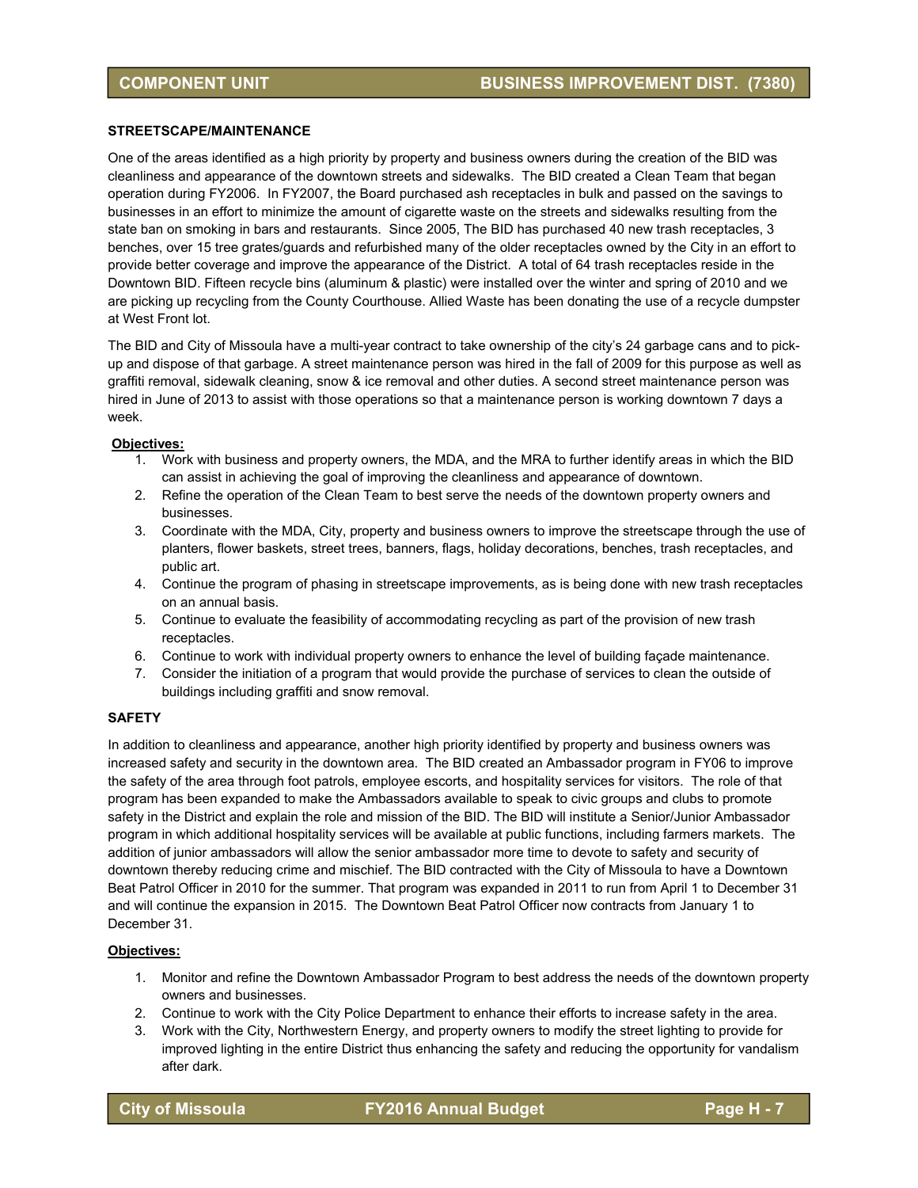### STREETSCAPE/MAINTENANCE

One of the areas identified as a high priority by property and business owners during the creation of the BID was cleanliness and appearance of the downtown streets and sidewalks. The BID created a Clean Team that began operation during FY2006. In FY2007, the Board purchased ash receptacles in bulk and passed on the savings to businesses in an effort to minimize the amount of cigarette waste on the streets and sidewalks resulting from the state ban on smoking in bars and restaurants. Since 2005, The BID has purchased 40 new trash receptacles, 3 benches, over 15 tree grates/guards and refurbished many of the older receptacles owned by the City in an effort to provide better coverage and improve the appearance of the District. A total of 64 trash receptacles reside in the Downtown BID. Fifteen recycle bins (aluminum & plastic) were installed over the winter and spring of 2010 and we are picking up recycling from the County Courthouse. Allied Waste has been donating the use of a recycle dumpster at West Front lot.

The BID and City of Missoula have a multi-year contract to take ownership of the city's 24 garbage cans and to pick-up and dispose of that garbage. A street maintenance person was hired in the fall of 2009 for this purpose as well as graffiti removal, sidewalk cleaning, snow & ice removal and other duties. A second street maintenance person was hired in June of 2013 to assist with those operations so that a maintenance person is working downtown 7 days a week.

**Objectives:**

1. Work with business and property owners, the MDA, and the MRA to further identify areas in which the BID can assist in achieving the goal of improving the cleanliness and appearance of downtown.
2. Refine the operation of the Clean Team to best serve the needs of the downtown property owners and businesses.
3. Coordinate with the MDA, City, property and business owners to improve the streetscape through the use of planters, flower baskets, street trees, banners, flags, holiday decorations, benches, trash receptacles, and public art.
4. Continue the program of phasing in streetscape improvements, as is being done with new trash receptacles on an annual basis.
5. Continue to evaluate the feasibility of accommodating recycling as part of the provision of new trash receptacles.
6. Continue to work with individual property owners to enhance the level of building façade maintenance.
7. Consider the initiation of a program that would provide the purchase of services to clean the outside of buildings including graffiti and snow removal.

### SAFETY

In addition to cleanliness and appearance, another high priority identified by property and business owners was increased safety and security in the downtown area. The BID created an Ambassador program in FY06 to improve the safety of the area through foot patrols, employee escorts, and hospitality services for visitors. The role of that program has been expanded to make the Ambassadors available to speak to civic groups and clubs to promote safety in the District and explain the role and mission of the BID. The BID will institute a Senior/Junior Ambassador program in which additional hospitality services will be available at public functions, including farmers markets. The addition of junior ambassadors will allow the senior ambassador more time to devote to safety and security of downtown thereby reducing crime and mischief. The BID contracted with the City of Missoula to have a Downtown Beat Patrol Officer in 2010 for the summer. That program was expanded in 2011 to run from April 1 to December 31 and will continue the expansion in 2015. The Downtown Beat Patrol Officer now contracts from January 1 to December 31.

**Objectives:**

1. Monitor and refine the Downtown Ambassador Program to best address the needs of the downtown property owners and businesses.
2. Continue to work with the City Police Department to enhance their efforts to increase safety in the area.
3. Work with the City, Northwestern Energy, and property owners to modify the street lighting to provide for improved lighting in the entire District thus enhancing the safety and reducing the opportunity for vandalism after dark.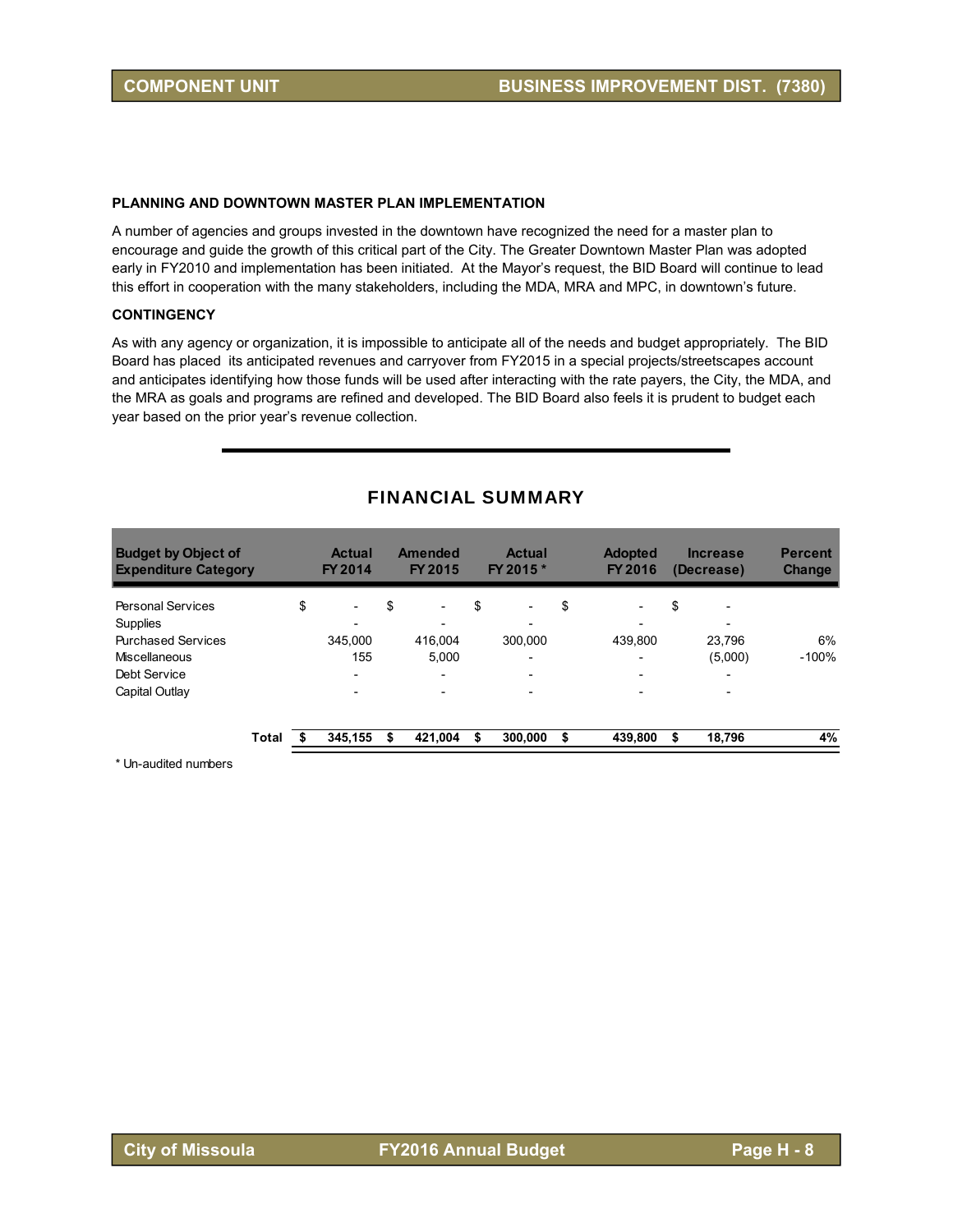## PLANNING AND DOWNTOWN MASTER PLAN IMPLEMENTATION

A number of agencies and groups invested in the downtown have recognized the need for a master plan to encourage and guide the growth of this critical part of the City. The Greater Downtown Master Plan was adopted early in FY2010 and implementation has been initiated. At the Mayor's request, the BID Board will continue to lead this effort in cooperation with the many stakeholders, including the MDA, MRA and MPC, in downtown's future.

## CONTINGENCY

As with any agency or organization, it is impossible to anticipate all of the needs and budget appropriately. The BID Board has placed its anticipated revenues and carryover from FY2015 in a special projects/streetscapes account and anticipates identifying how those funds will be used after interacting with the rate payers, the City, the MDA, and the MRA as goals and programs are refined and developed. The BID Board also feels it is prudent to budget each year based on the prior year's revenue collection.

# FINANCIAL SUMMARY

| Budget by Object of Expenditure Category | Actual FY 2014 | Amended FY 2015 | Actual FY 2015 * | Adopted FY 2016 | Increase (Decrease) | Percent Change |
|---|---|---|---|---|---|---|
| Personal Services | $ - | $ - | $ - | $ - | $ - | |
| Supplies | - | - | - | - | - | |
| Purchased Services | 345,000 | 416,004 | 300,000 | 439,800 | 23,796 | 6% |
| Miscellaneous | 155 | 5,000 | - | - | (5,000) | -100% |
| Debt Service | - | - | - | - | - | |
| Capital Outlay | - | - | - | - | - | |
| **Total** | **$ 345,155** | **$ 421,004** | **$ 300,000** | **$ 439,800** | **$ 18,796** | **4%** |

\* Un-audited numbers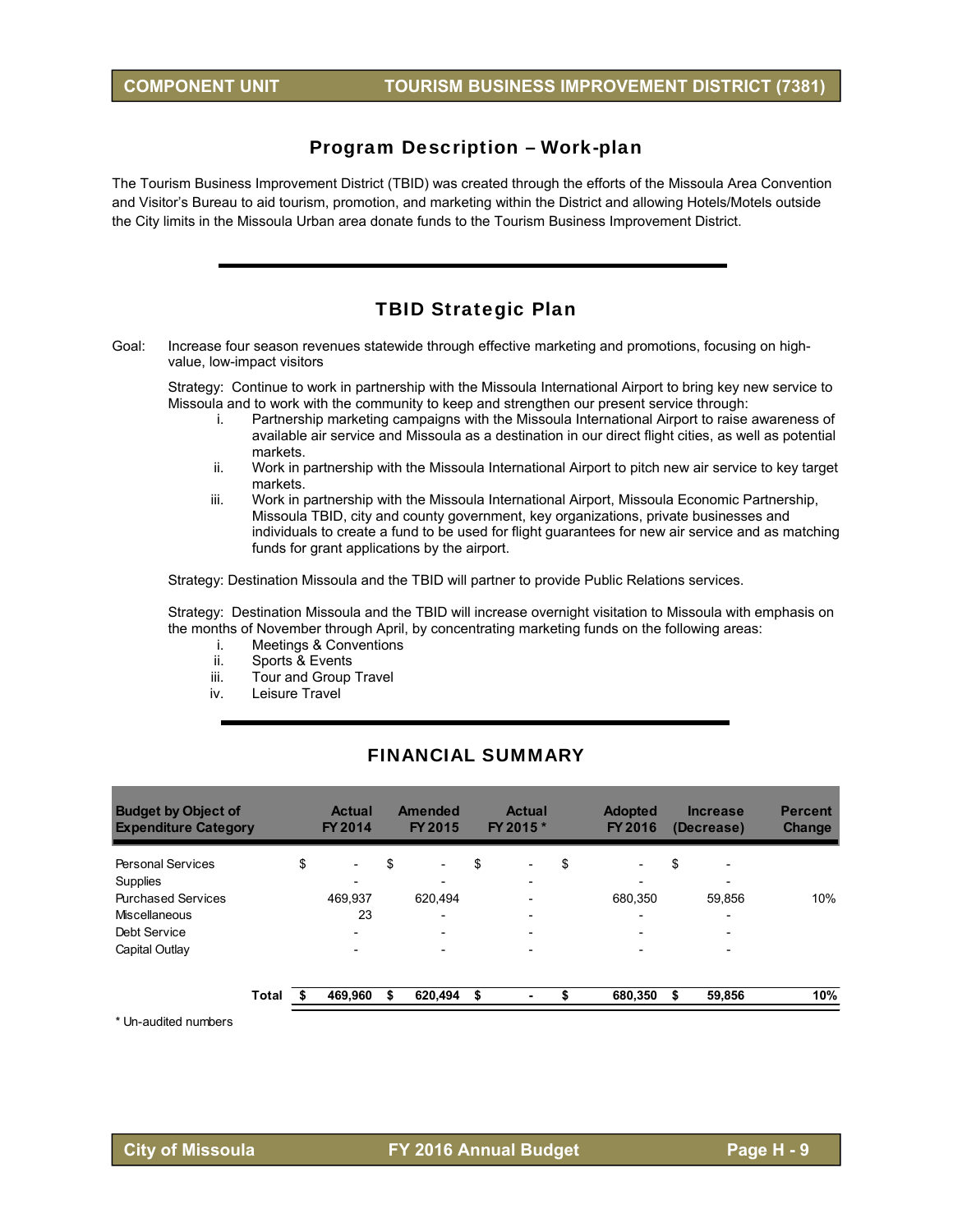## COMPONENT UNIT — TOURISM BUSINESS IMPROVEMENT DISTRICT (7381)

## Program Description – Work-plan

The Tourism Business Improvement District (TBID) was created through the efforts of the Missoula Area Convention and Visitor's Bureau to aid tourism, promotion, and marketing within the District and allowing Hotels/Motels outside the City limits in the Missoula Urban area donate funds to the Tourism Business Improvement District.

## TBID Strategic Plan

Goal: Increase four season revenues statewide through effective marketing and promotions, focusing on high-value, low-impact visitors

Strategy: Continue to work in partnership with the Missoula International Airport to bring key new service to Missoula and to work with the community to keep and strengthen our present service through:

i. Partnership marketing campaigns with the Missoula International Airport to raise awareness of available air service and Missoula as a destination in our direct flight cities, as well as potential markets.
ii. Work in partnership with the Missoula International Airport to pitch new air service to key target markets.
iii. Work in partnership with the Missoula International Airport, Missoula Economic Partnership, Missoula TBID, city and county government, key organizations, private businesses and individuals to create a fund to be used for flight guarantees for new air service and as matching funds for grant applications by the airport.

Strategy: Destination Missoula and the TBID will partner to provide Public Relations services.

Strategy: Destination Missoula and the TBID will increase overnight visitation to Missoula with emphasis on the months of November through April, by concentrating marketing funds on the following areas:

i. Meetings & Conventions
ii. Sports & Events
iii. Tour and Group Travel
iv. Leisure Travel

## FINANCIAL SUMMARY

| Budget by Object of Expenditure Category | Actual FY 2014 | Amended FY 2015 | Actual FY 2015 * | Adopted FY 2016 | Increase (Decrease) | Percent Change |
|---|---|---|---|---|---|---|
| Personal Services | $ - | $ - | $ - | $ - | $ - | |
| Supplies | - | - | - | - | - | |
| Purchased Services | 469,937 | 620,494 | - | 680,350 | 59,856 | 10% |
| Miscellaneous | 23 | - | - | - | - | |
| Debt Service | - | - | - | - | - | |
| Capital Outlay | - | - | - | - | - | |
| **Total** | **$ 469,960** | **$ 620,494** | **$ -** | **$ 680,350** | **$ 59,856** | **10%** |

\* Un-audited numbers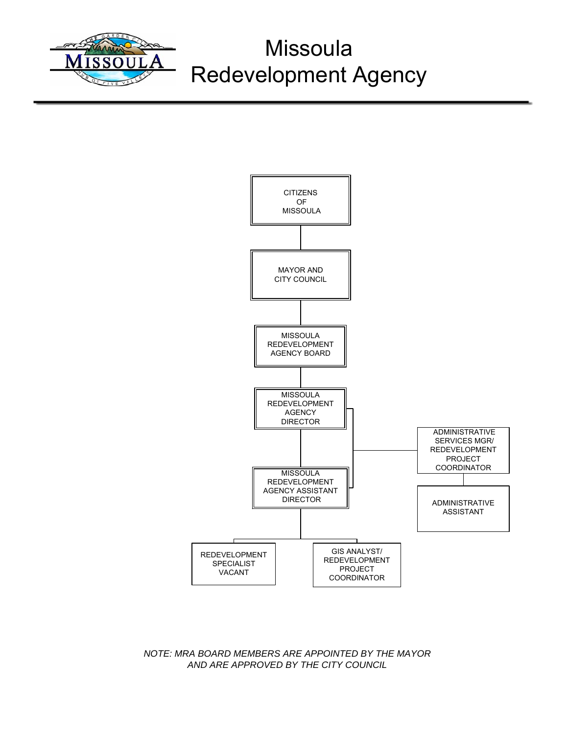# Missoula Redevelopment Agency

- CITIZENS OF MISSOULA
  - MAYOR AND CITY COUNCIL
    - MISSOULA REDEVELOPMENT AGENCY BOARD
      - MISSOULA REDEVELOPMENT AGENCY DIRECTOR
        - ADMINISTRATIVE SERVICES MGR/ REDEVELOPMENT PROJECT COORDINATOR
          - ADMINISTRATIVE ASSISTANT
        - MISSOULA REDEVELOPMENT AGENCY ASSISTANT DIRECTOR
          - REDEVELOPMENT SPECIALIST VACANT
          - GIS ANALYST/ REDEVELOPMENT PROJECT COORDINATOR

*NOTE: MRA BOARD MEMBERS ARE APPOINTED BY THE MAYOR AND ARE APPROVED BY THE CITY COUNCIL*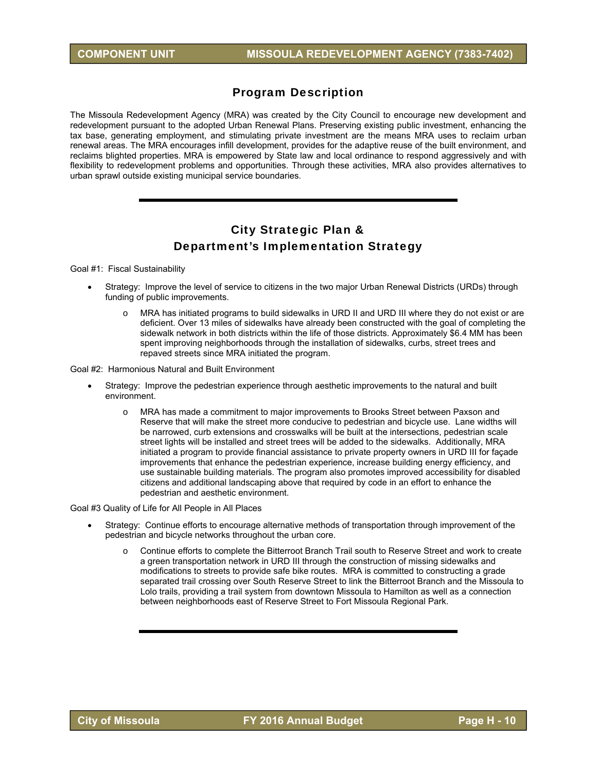## Program Description

The Missoula Redevelopment Agency (MRA) was created by the City Council to encourage new development and redevelopment pursuant to the adopted Urban Renewal Plans. Preserving existing public investment, enhancing the tax base, generating employment, and stimulating private investment are the means MRA uses to reclaim urban renewal areas. The MRA encourages infill development, provides for the adaptive reuse of the built environment, and reclaims blighted properties. MRA is empowered by State law and local ordinance to respond aggressively and with flexibility to redevelopment problems and opportunities. Through these activities, MRA also provides alternatives to urban sprawl outside existing municipal service boundaries.

---

## City Strategic Plan & Department's Implementation Strategy

Goal #1: Fiscal Sustainability

- Strategy: Improve the level of service to citizens in the two major Urban Renewal Districts (URDs) through funding of public improvements.
    - MRA has initiated programs to build sidewalks in URD II and URD III where they do not exist or are deficient. Over 13 miles of sidewalks have already been constructed with the goal of completing the sidewalk network in both districts within the life of those districts. Approximately $6.4 MM has been spent improving neighborhoods through the installation of sidewalks, curbs, street trees and repaved streets since MRA initiated the program.

Goal #2: Harmonious Natural and Built Environment

- Strategy: Improve the pedestrian experience through aesthetic improvements to the natural and built environment.
    - MRA has made a commitment to major improvements to Brooks Street between Paxson and Reserve that will make the street more conducive to pedestrian and bicycle use. Lane widths will be narrowed, curb extensions and crosswalks will be built at the intersections, pedestrian scale street lights will be installed and street trees will be added to the sidewalks. Additionally, MRA initiated a program to provide financial assistance to private property owners in URD III for façade improvements that enhance the pedestrian experience, increase building energy efficiency, and use sustainable building materials. The program also promotes improved accessibility for disabled citizens and additional landscaping above that required by code in an effort to enhance the pedestrian and aesthetic environment.

Goal #3 Quality of Life for All People in All Places

- Strategy: Continue efforts to encourage alternative methods of transportation through improvement of the pedestrian and bicycle networks throughout the urban core.
    - Continue efforts to complete the Bitterroot Branch Trail south to Reserve Street and work to create a green transportation network in URD III through the construction of missing sidewalks and modifications to streets to provide safe bike routes. MRA is committed to constructing a grade separated trail crossing over South Reserve Street to link the Bitterroot Branch and the Missoula to Lolo trails, providing a trail system from downtown Missoula to Hamilton as well as a connection between neighborhoods east of Reserve Street to Fort Missoula Regional Park.

---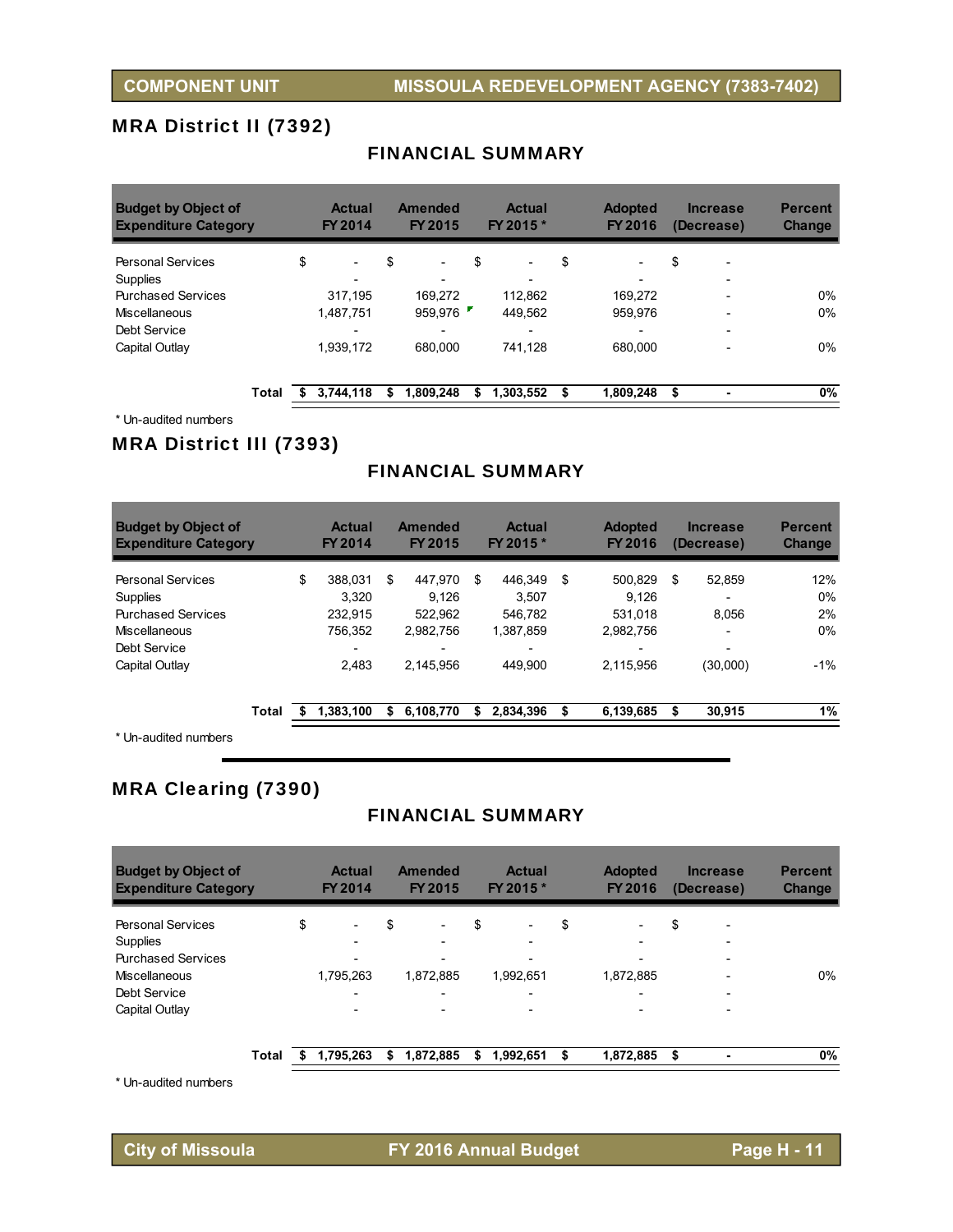## MRA District II (7392)

### FINANCIAL SUMMARY

| Budget by Object of Expenditure Category | Actual FY 2014 | Amended FY 2015 | Actual FY 2015 * | Adopted FY 2016 | Increase (Decrease) | Percent Change |
|---|---|---|---|---|---|---|
| Personal Services | $ - | $ - | $ - | $ - | $ - | |
| Supplies | - | - | - | - | - | |
| Purchased Services | 317,195 | 169,272 | 112,862 | 169,272 | - | 0% |
| Miscellaneous | 1,487,751 | 959,976 | 449,562 | 959,976 | - | 0% |
| Debt Service | - | - | - | - | - | |
| Capital Outlay | 1,939,172 | 680,000 | 741,128 | 680,000 | - | 0% |
| **Total** | **$ 3,744,118** | **$ 1,809,248** | **$ 1,303,552** | **$ 1,809,248** | **$ -** | **0%** |

\* Un-audited numbers

## MRA District III (7393)

### FINANCIAL SUMMARY

| Budget by Object of Expenditure Category | Actual FY 2014 | Amended FY 2015 | Actual FY 2015 * | Adopted FY 2016 | Increase (Decrease) | Percent Change |
|---|---|---|---|---|---|---|
| Personal Services | $ 388,031 | $ 447,970 | $ 446,349 | $ 500,829 | $ 52,859 | 12% |
| Supplies | 3,320 | 9,126 | 3,507 | 9,126 | - | 0% |
| Purchased Services | 232,915 | 522,962 | 546,782 | 531,018 | 8,056 | 2% |
| Miscellaneous | 756,352 | 2,982,756 | 1,387,859 | 2,982,756 | - | 0% |
| Debt Service | - | - | - | - | - | |
| Capital Outlay | 2,483 | 2,145,956 | 449,900 | 2,115,956 | (30,000) | -1% |
| **Total** | **$ 1,383,100** | **$ 6,108,770** | **$ 2,834,396** | **$ 6,139,685** | **$ 30,915** | **1%** |

\* Un-audited numbers

## MRA Clearing (7390)

### FINANCIAL SUMMARY

| Budget by Object of Expenditure Category | Actual FY 2014 | Amended FY 2015 | Actual FY 2015 * | Adopted FY 2016 | Increase (Decrease) | Percent Change |
|---|---|---|---|---|---|---|
| Personal Services | $ - | $ - | $ - | $ - | $ - | |
| Supplies | - | - | - | - | - | |
| Purchased Services | - | - | - | - | - | |
| Miscellaneous | 1,795,263 | 1,872,885 | 1,992,651 | 1,872,885 | - | 0% |
| Debt Service | - | - | - | - | - | |
| Capital Outlay | - | - | - | - | - | |
| **Total** | **$ 1,795,263** | **$ 1,872,885** | **$ 1,992,651** | **$ 1,872,885** | **$ -** | **0%** |

\* Un-audited numbers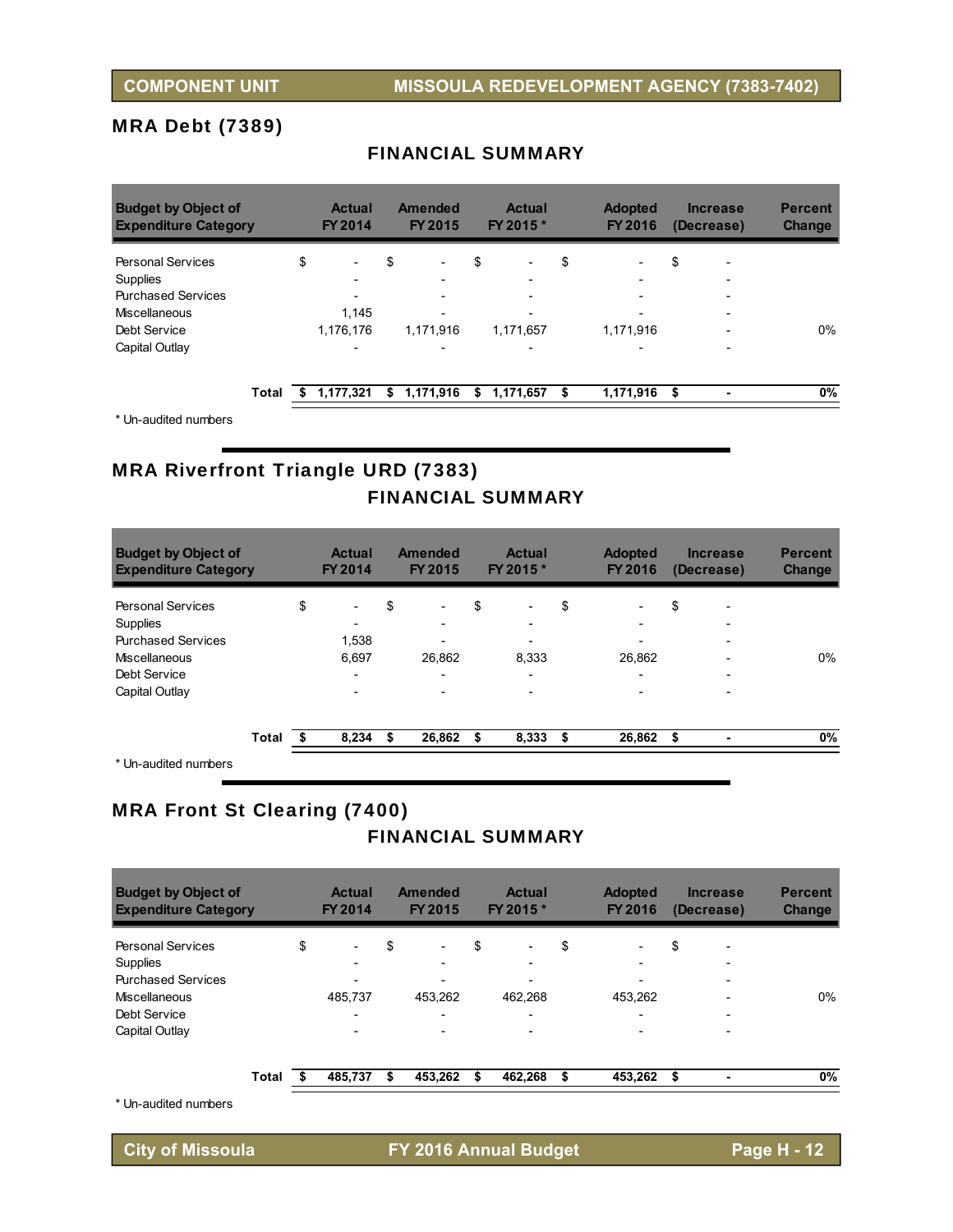## MRA Debt (7389)

### FINANCIAL SUMMARY

| Budget by Object of Expenditure Category | Actual FY 2014 | Amended FY 2015 | Actual FY 2015 * | Adopted FY 2016 | Increase (Decrease) | Percent Change |
|---|---|---|---|---|---|---|
| Personal Services | $ - | $ - | $ - | $ - | $ - | |
| Supplies | - | - | - | - | - | |
| Purchased Services | - | - | - | - | - | |
| Miscellaneous | 1,145 | - | - | - | - | |
| Debt Service | 1,176,176 | 1,171,916 | 1,171,657 | 1,171,916 | - | 0% |
| Capital Outlay | - | - | - | - | - | |
| **Total** | **$ 1,177,321** | **$ 1,171,916** | **$ 1,171,657** | **$ 1,171,916** | **$ -** | **0%** |

\* Un-audited numbers

## MRA Riverfront Triangle URD (7383)

### FINANCIAL SUMMARY

| Budget by Object of Expenditure Category | Actual FY 2014 | Amended FY 2015 | Actual FY 2015 * | Adopted FY 2016 | Increase (Decrease) | Percent Change |
|---|---|---|---|---|---|---|
| Personal Services | $ - | $ - | $ - | $ - | $ - | |
| Supplies | - | - | - | - | - | |
| Purchased Services | 1,538 | - | - | - | - | |
| Miscellaneous | 6,697 | 26,862 | 8,333 | 26,862 | - | 0% |
| Debt Service | - | - | - | - | - | |
| Capital Outlay | - | - | - | - | - | |
| **Total** | **$ 8,234** | **$ 26,862** | **$ 8,333** | **$ 26,862** | **$ -** | **0%** |

\* Un-audited numbers

## MRA Front St Clearing (7400)

### FINANCIAL SUMMARY

| Budget by Object of Expenditure Category | Actual FY 2014 | Amended FY 2015 | Actual FY 2015 * | Adopted FY 2016 | Increase (Decrease) | Percent Change |
|---|---|---|---|---|---|---|
| Personal Services | $ - | $ - | $ - | $ - | $ - | |
| Supplies | - | - | - | - | - | |
| Purchased Services | - | - | - | - | - | |
| Miscellaneous | 485,737 | 453,262 | 462,268 | 453,262 | - | 0% |
| Debt Service | - | - | - | - | - | |
| Capital Outlay | - | - | - | - | - | |
| **Total** | **$ 485,737** | **$ 453,262** | **$ 462,268** | **$ 453,262** | **$ -** | **0%** |

\* Un-audited numbers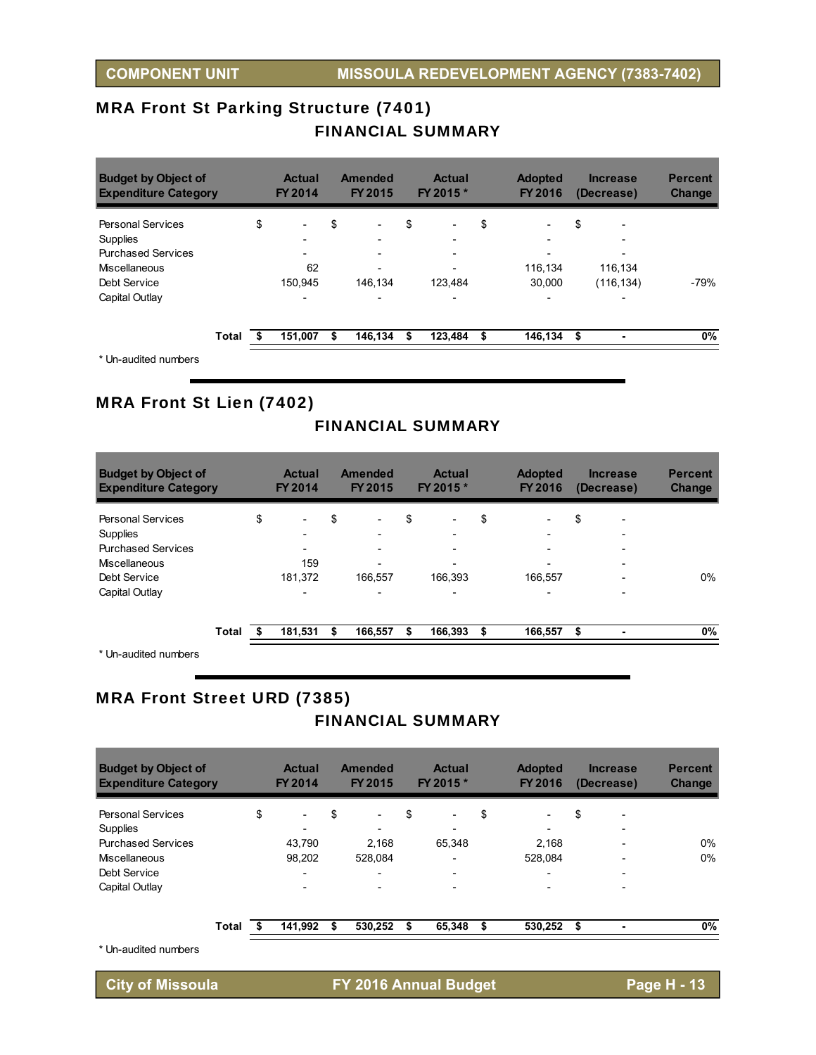## MRA Front St Parking Structure (7401)

### FINANCIAL SUMMARY

| Budget by Object of Expenditure Category | Actual FY 2014 | Amended FY 2015 | Actual FY 2015 * | Adopted FY 2016 | Increase (Decrease) | Percent Change |
|---|---|---|---|---|---|---|
| Personal Services | $ - | $ - | $ - | $ - | $ - | |
| Supplies | - | - | - | - | - | |
| Purchased Services | - | - | - | - | - | |
| Miscellaneous | 62 | - | - | 116,134 | 116,134 | |
| Debt Service | 150,945 | 146,134 | 123,484 | 30,000 | (116,134) | -79% |
| Capital Outlay | - | - | - | - | - | |
| **Total** | **$ 151,007** | **$ 146,134** | **$ 123,484** | **$ 146,134** | **$ -** | **0%** |

\* Un-audited numbers

## MRA Front St Lien (7402)

### FINANCIAL SUMMARY

| Budget by Object of Expenditure Category | Actual FY 2014 | Amended FY 2015 | Actual FY 2015 * | Adopted FY 2016 | Increase (Decrease) | Percent Change |
|---|---|---|---|---|---|---|
| Personal Services | $ - | $ - | $ - | $ - | $ - | |
| Supplies | - | - | - | - | - | |
| Purchased Services | - | - | - | - | - | |
| Miscellaneous | 159 | - | - | - | - | |
| Debt Service | 181,372 | 166,557 | 166,393 | 166,557 | - | 0% |
| Capital Outlay | - | - | - | - | - | |
| **Total** | **$ 181,531** | **$ 166,557** | **$ 166,393** | **$ 166,557** | **$ -** | **0%** |

\* Un-audited numbers

## MRA Front Street URD (7385)

### FINANCIAL SUMMARY

| Budget by Object of Expenditure Category | Actual FY 2014 | Amended FY 2015 | Actual FY 2015 * | Adopted FY 2016 | Increase (Decrease) | Percent Change |
|---|---|---|---|---|---|---|
| Personal Services | $ - | $ - | $ - | $ - | $ - | |
| Supplies | - | - | - | - | - | |
| Purchased Services | 43,790 | 2,168 | 65,348 | 2,168 | - | 0% |
| Miscellaneous | 98,202 | 528,084 | - | 528,084 | - | 0% |
| Debt Service | - | - | - | - | - | |
| Capital Outlay | - | - | - | - | - | |
| **Total** | **$ 141,992** | **$ 530,252** | **$ 65,348** | **$ 530,252** | **$ -** | **0%** |

\* Un-audited numbers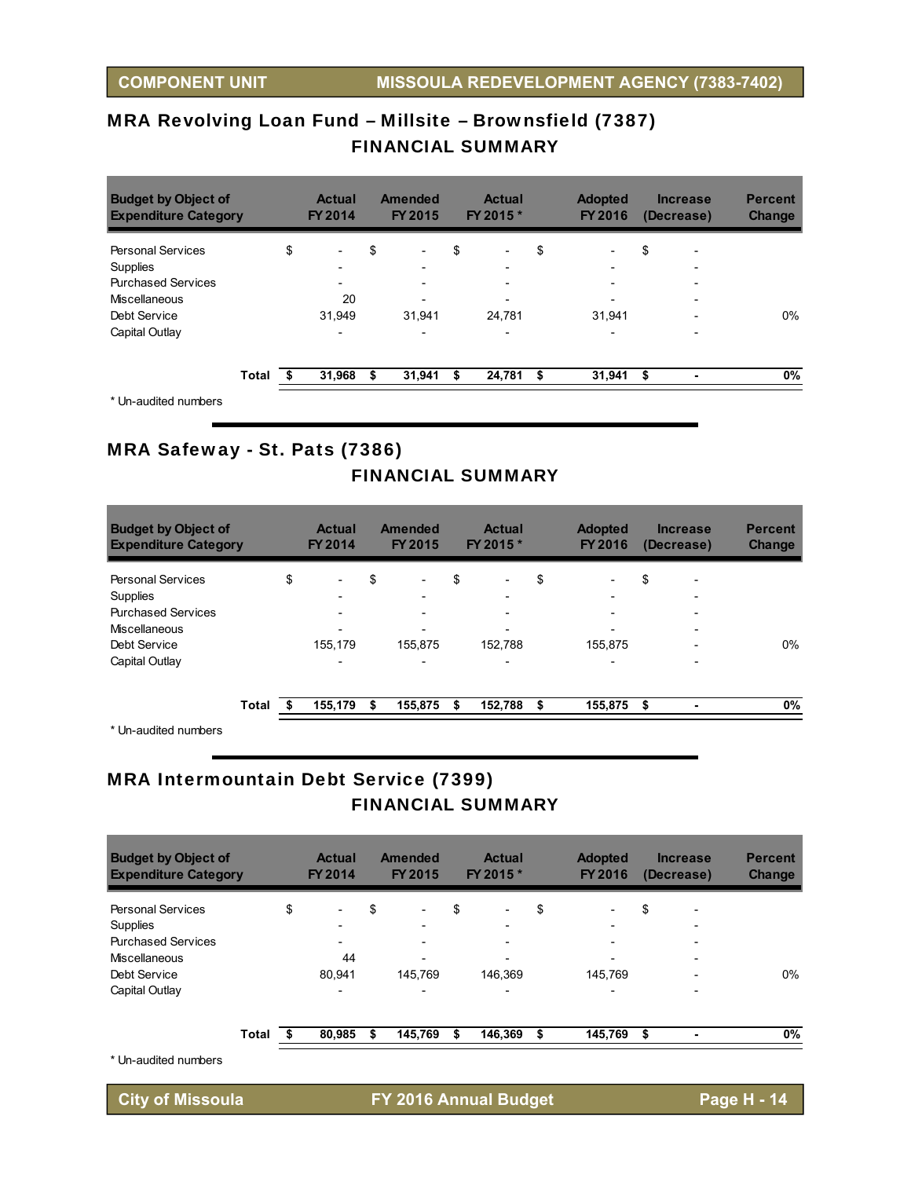## MRA Revolving Loan Fund – Millsite – Brownsfield (7387)

### FINANCIAL SUMMARY

| Budget by Object of Expenditure Category | Actual FY 2014 | Amended FY 2015 | Actual FY 2015 * | Adopted FY 2016 | Increase (Decrease) | Percent Change |
|---|---|---|---|---|---|---|
| Personal Services | $ - | $ - | $ - | $ - | $ - | |
| Supplies | - | - | - | - | - | |
| Purchased Services | - | - | - | - | - | |
| Miscellaneous | 20 | - | - | - | - | |
| Debt Service | 31,949 | 31,941 | 24,781 | 31,941 | - | 0% |
| Capital Outlay | - | - | - | - | - | |
| **Total** | **$ 31,968** | **$ 31,941** | **$ 24,781** | **$ 31,941** | **$ -** | **0%** |

\* Un-audited numbers

## MRA Safeway - St. Pats (7386)

### FINANCIAL SUMMARY

| Budget by Object of Expenditure Category | Actual FY 2014 | Amended FY 2015 | Actual FY 2015 * | Adopted FY 2016 | Increase (Decrease) | Percent Change |
|---|---|---|---|---|---|---|
| Personal Services | $ - | $ - | $ - | $ - | $ - | |
| Supplies | - | - | - | - | - | |
| Purchased Services | - | - | - | - | - | |
| Miscellaneous | - | - | - | - | - | |
| Debt Service | 155,179 | 155,875 | 152,788 | 155,875 | - | 0% |
| Capital Outlay | - | - | - | - | - | |
| **Total** | **$ 155,179** | **$ 155,875** | **$ 152,788** | **$ 155,875** | **$ -** | **0%** |

\* Un-audited numbers

## MRA Intermountain Debt Service (7399)

### FINANCIAL SUMMARY

| Budget by Object of Expenditure Category | Actual FY 2014 | Amended FY 2015 | Actual FY 2015 * | Adopted FY 2016 | Increase (Decrease) | Percent Change |
|---|---|---|---|---|---|---|
| Personal Services | $ - | $ - | $ - | $ - | $ - | |
| Supplies | - | - | - | - | - | |
| Purchased Services | - | - | - | - | - | |
| Miscellaneous | 44 | - | - | - | - | |
| Debt Service | 80,941 | 145,769 | 146,369 | 145,769 | - | 0% |
| Capital Outlay | - | - | - | - | - | |
| **Total** | **$ 80,985** | **$ 145,769** | **$ 146,369** | **$ 145,769** | **$ -** | **0%** |

\* Un-audited numbers